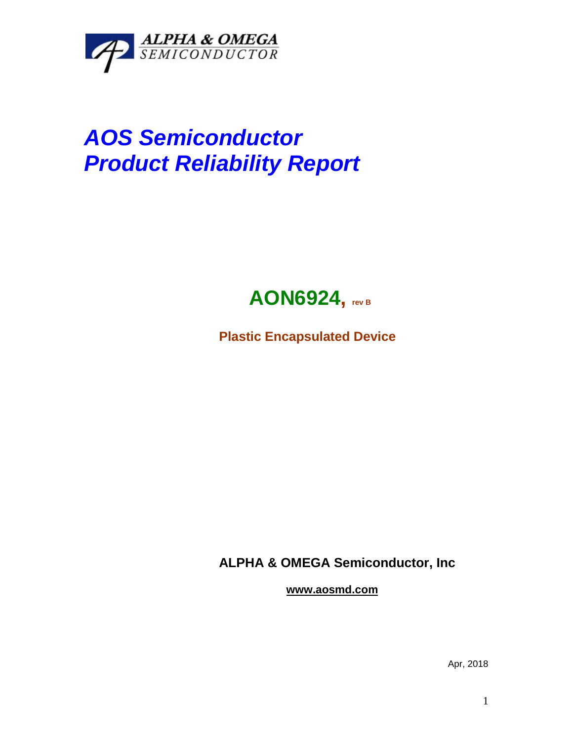ALPHA & OMEGA
SEMICONDUCTOR

# *AOS Semiconductor*
# *Product Reliability Report*

## AON6924, rev B

**Plastic Encapsulated Device**

**ALPHA & OMEGA Semiconductor, Inc**

**www.aosmd.com**

Apr, 2018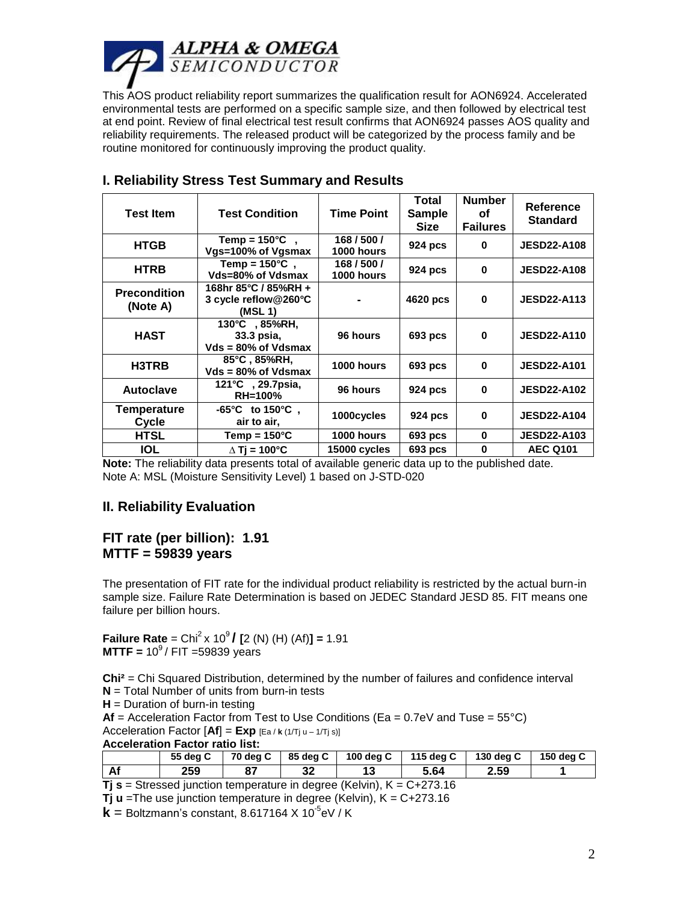ALPHA & OMEGA SEMICONDUCTOR

This AOS product reliability report summarizes the qualification result for AON6924. Accelerated environmental tests are performed on a specific sample size, and then followed by electrical test at end point. Review of final electrical test result confirms that AON6924 passes AOS quality and reliability requirements. The released product will be categorized by the process family and be routine monitored for continuously improving the product quality.

## I. Reliability Stress Test Summary and Results

| Test Item | Test Condition | Time Point | Total Sample Size | Number of Failures | Reference Standard |
|---|---|---|---|---|---|
| **HTGB** | **Temp = 150°C , Vgs=100% of Vgsmax** | **168 / 500 / 1000 hours** | **924 pcs** | **0** | **JESD22-A108** |
| **HTRB** | **Temp = 150°C , Vds=80% of Vdsmax** | **168 / 500 / 1000 hours** | **924 pcs** | **0** | **JESD22-A108** |
| **Precondition (Note A)** | **168hr 85°C / 85%RH + 3 cycle reflow@260°C (MSL 1)** | **-** | **4620 pcs** | **0** | **JESD22-A113** |
| **HAST** | **130°C , 85%RH, 33.3 psia, Vds = 80% of Vdsmax** | **96 hours** | **693 pcs** | **0** | **JESD22-A110** |
| **H3TRB** | **85°C , 85%RH, Vds = 80% of Vdsmax** | **1000 hours** | **693 pcs** | **0** | **JESD22-A101** |
| **Autoclave** | **121°C , 29.7psia, RH=100%** | **96 hours** | **924 pcs** | **0** | **JESD22-A102** |
| **Temperature Cycle** | **-65°C to 150°C , air to air,** | **1000cycles** | **924 pcs** | **0** | **JESD22-A104** |
| **HTSL** | **Temp = 150°C** | **1000 hours** | **693 pcs** | **0** | **JESD22-A103** |
| **IOL** | **$\Delta$ Tj = 100°C** | **15000 cycles** | **693 pcs** | **0** | **AEC Q101** |

**Note:** The reliability data presents total of available generic data up to the published date.
Note A: MSL (Moisture Sensitivity Level) 1 based on J-STD-020

## II. Reliability Evaluation

### FIT rate (per billion): 1.91
### MTTF = 59839 years

The presentation of FIT rate for the individual product reliability is restricted by the actual burn-in sample size. Failure Rate Determination is based on JEDEC Standard JESD 85. FIT means one failure per billion hours.

**Failure Rate** = $Chi^2 \times 10^9$ **/ [**2 (N) (H) (Af)**] =** 1.91
**MTTF =** $10^9$ / FIT =59839 years

**Chi²** = Chi Squared Distribution, determined by the number of failures and confidence interval
**N** = Total Number of units from burn-in tests
**H** = Duration of burn-in testing
**Af** = Acceleration Factor from Test to Use Conditions (Ea = 0.7eV and Tuse = 55°C)
Acceleration Factor [**Af**] = **Exp** $[Ea / k (1/Tj_u - 1/Tj_s)]$

**Acceleration Factor ratio list:**

| | 55 deg C | 70 deg C | 85 deg C | 100 deg C | 115 deg C | 130 deg C | 150 deg C |
|---|---|---|---|---|---|---|---|
| Af | 259 | 87 | 32 | 13 | 5.64 | 2.59 | 1 |

**Tj s** = Stressed junction temperature in degree (Kelvin), K = C+273.16
**Tj u** =The use junction temperature in degree (Kelvin), K = C+273.16
**k** = Boltzmann's constant, $8.617164 \times 10^{-5}$ eV / K